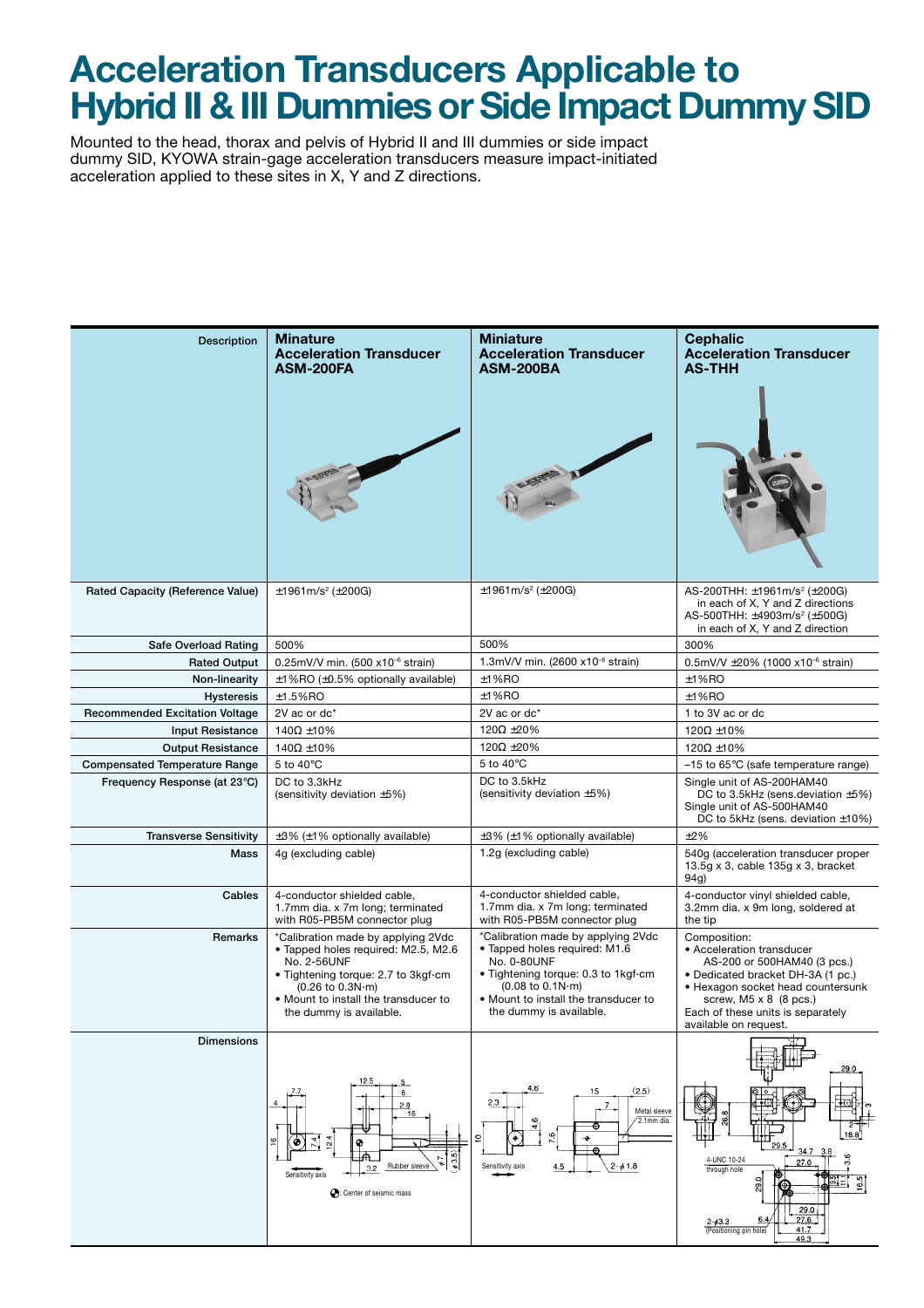# Acceleration Transducers Applicable to Hybrid II & III Dummies or Side Impact Dummy SID

Mounted to the head, thorax and pelvis of Hybrid II and III dummies or side impact dummy SID, KYOWA strain-gage acceleration transducers measure impact-initiated acceleration applied to these sites in X, Y and Z directions.

| Description | **Minature Acceleration Transducer ASM-200FA** | **Miniature Acceleration Transducer ASM-200BA** | **Cephalic Acceleration Transducer AS-THH** |
|---|---|---|---|
| Rated Capacity (Reference Value) | ±1961m/s² (±200G) | ±1961m/s² (±200G) | AS-200THH: ±1961m/s² (±200G) in each of X, Y and Z directions AS-500THH: ±4903m/s² (±500G) in each of X, Y and Z direction |
| Safe Overload Rating | 500% | 500% | 300% |
| Rated Output | 0.25mV/V min. (500 x10⁻⁶ strain) | 1.3mV/V min. (2600 x10⁻⁶ strain) | 0.5mV/V ±20% (1000 x10⁻⁶ strain) |
| Non-linearity | ±1%RO (±0.5% optionally available) | ±1%RO | ±1%RO |
| Hysteresis | ±1.5%RO | ±1%RO | ±1%RO |
| Recommended Excitation Voltage | 2V ac or dc* | 2V ac or dc* | 1 to 3V ac or dc |
| Input Resistance | 140Ω ±10% | 120Ω ±20% | 120Ω ±10% |
| Output Resistance | 140Ω ±10% | 120Ω ±20% | 120Ω ±10% |
| Compensated Temperature Range | 5 to 40°C | 5 to 40°C | −15 to 65°C (safe temperature range) |
| Frequency Response (at 23°C) | DC to 3.3kHz (sensitivity deviation ±5%) | DC to 3.5kHz (sensitivity deviation ±5%) | Single unit of AS-200HAM40 DC to 3.5kHz (sens.deviation ±5%) Single unit of AS-500HAM40 DC to 5kHz (sens. deviation ±10%) |
| Transverse Sensitivity | ±3% (±1% optionally available) | ±3% (±1% optionally available) | ±2% |
| Mass | 4g (excluding cable) | 1.2g (excluding cable) | 540g (acceleration transducer proper 13.5g x 3, cable 135g x 3, bracket 94g) |
| Cables | 4-conductor shielded cable, 1.7mm dia. x 7m long; terminated with R05-PB5M connector plug | 4-conductor shielded cable, 1.7mm dia. x 7m long; terminated with R05-PB5M connector plug | 4-conductor vinyl shielded cable, 3.2mm dia. x 9m long, soldered at the tip |
| Remarks | *Calibration made by applying 2Vdc • Tapped holes required: M2.5, M2.6 No. 2-56UNF • Tightening torque: 2.7 to 3kgf·cm (0.26 to 0.3N·m) • Mount to install the transducer to the dummy is available. | *Calibration made by applying 2Vdc • Tapped holes required: M1.6 No. 0-80UNF • Tightening torque: 0.3 to 1kgf·cm (0.08 to 0.1N·m) • Mount to install the transducer to the dummy is available. | Composition: • Acceleration transducer AS-200 or 500HAM40 (3 pcs.) • Dedicated bracket DH-3A (1 pc.) • Hexagon socket head countersunk screw, M5 x 8 (8 pcs.) Each of these units is separately available on request. |
| Dimensions | Sensitivity axis; Rubber sleeve; ◐: Center of seismic mass | Sensitivity axis; Metal sleeve 2.1mm dia.; 2-φ1.8 | 4-UNC 10-24 through hole; 2-φ3.3 (Positioning pin hole) |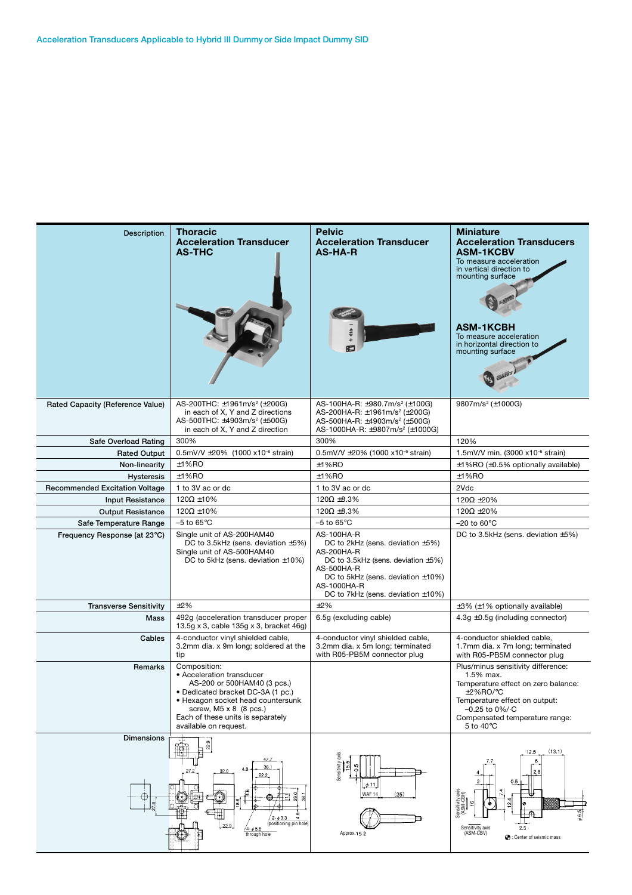Acceleration Transducers Applicable to Hybrid III Dummy or Side Impact Dummy SID

| Description | **Thoracic Acceleration Transducer AS-THC** | **Pelvic Acceleration Transducer AS-HA-R** | **Miniature Acceleration Transducers ASM-1KCBV** To measure acceleration in vertical direction to mounting surface **ASM-1KCBH** To measure acceleration in horizontal direction to mounting surface |
|---|---|---|---|
| Rated Capacity (Reference Value) | AS-200THC: ±1961m/s² (±200G) in each of X, Y and Z directions AS-500THC: ±4903m/s² (±500G) in each of X, Y and Z direction | AS-100HA-R: ±980.7m/s² (±100G) AS-200HA-R: ±1961m/s² (±200G) AS-500HA-R: ±4903m/s² (±500G) AS-1000HA-R: ±9807m/s² (±1000G) | 9807m/s² (±1000G) |
| Safe Overload Rating | 300% | 300% | 120% |
| Rated Output | 0.5mV/V ±20% (1000 x10⁻⁶ strain) | 0.5mV/V ±20% (1000 x10⁻⁶ strain) | 1.5mV/V min. (3000 x10⁻⁶ strain) |
| Non-linearity | ±1%RO | ±1%RO | ±1%RO (±0.5% optionally available) |
| Hysteresis | ±1%RO | ±1%RO | ±1%RO |
| Recommended Excitation Voltage | 1 to 3V ac or dc | 1 to 3V ac or dc | 2Vdc |
| Input Resistance | 120Ω ±10% | 120Ω ±8.3% | 120Ω ±20% |
| Output Resistance | 120Ω ±10% | 120Ω ±8.3% | 120Ω ±20% |
| Safe Temperature Range | −5 to 65°C | −5 to 65°C | −20 to 60°C |
| Frequency Response (at 23°C) | Single unit of AS-200HAM40 DC to 3.5kHz (sens. deviation ±5%) Single unit of AS-500HAM40 DC to 5kHz (sens. deviation ±10%) | AS-100HA-R DC to 2kHz (sens. deviation ±5%) AS-200HA-R DC to 3.5kHz (sens. deviation ±5%) AS-500HA-R DC to 5kHz (sens. deviation ±10%) AS-1000HA-R DC to 7kHz (sens. deviation ±10%) | DC to 3.5kHz (sens. deviation ±5%) |
| Transverse Sensitivity | ±2% | ±2% | ±3% (±1% optionally available) |
| Mass | 492g (acceleration transducer proper 13.5g x 3, cable 135g x 3, bracket 46g) | 6.5g (excluding cable) | 4.3g ±0.5g (including connector) |
| Cables | 4-conductor vinyl shielded cable, 3.2mm dia. x 9m long; soldered at the tip | 4-conductor vinyl shielded cable, 3.2mm dia. x 5m long; terminated with R05-PB5M connector plug | 4-conductor shielded cable, 1.7mm dia. x 7m long; terminated with R05-PB5M connector plug |
| Remarks | Composition: • Acceleration transducer AS-200 or 500HAM40 (3 pcs.) • Dedicated bracket DC-3A (1 pc.) • Hexagon socket head countersunk screw, M5 x 8 (8 pcs.) Each of these units is separately available on request. | | Plus/minus sensitivity difference: 1.5% max. Temperature effect on zero balance: ±2%RO/°C Temperature effect on output: −0.25 to 0%/°C Compensated temperature range: 5 to 40°C |
| Dimensions | 2-φ3.3 (positioning pin hole); 4-φ5.6 through hole | Sensitivity axis; WAF 14; Approx.15.2 | Sensitivity axis (ASM-CBH); Sensitivity axis (ASM-CBV); ●: Center of seismic mass |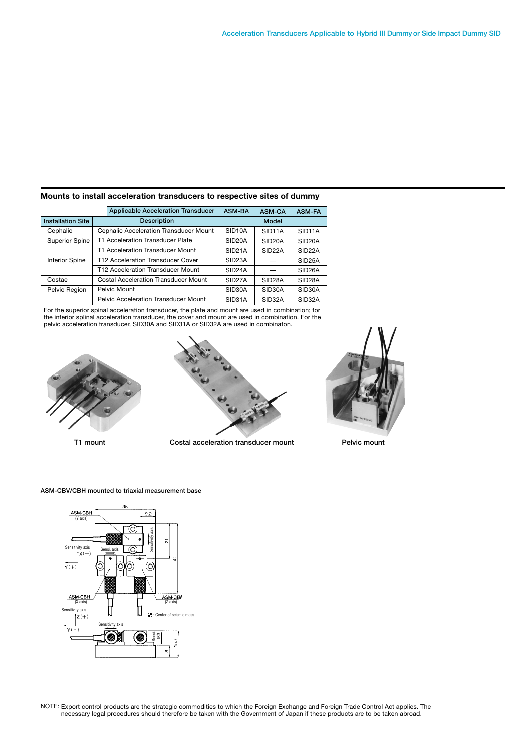## Mounts to install acceleration transducers to respective sites of dummy

| Installation Site | Applicable Acceleration Transducer / Description | ASM-BA | ASM-CA | ASM-FA |
|---|---|---|---|---|
| | | Model | | |
| Cephalic | Cephalic Acceleration Transducer Mount | SID10A | SID11A | SID11A |
| Superior Spine | T1 Acceleration Transducer Plate | SID20A | SID20A | SID20A |
| | T1 Acceleration Transducer Mount | SID21A | SID22A | SID22A |
| Inferior Spine | T12 Acceleration Transducer Cover | SID23A | — | SID25A |
| | T12 Acceleration Transducer Mount | SID24A | — | SID26A |
| Costae | Costal Acceleration Transducer Mount | SID27A | SID28A | SID28A |
| Pelvic Region | Pelvic Mount | SID30A | SID30A | SID30A |
| | Pelvic Acceleration Transducer Mount | SID31A | SID32A | SID32A |

For the superior spinal acceleration transducer, the plate and mount are used in combination; for the inferior splinal acceleration transducer, the cover and mount are used in combination. For the pelvic acceleration transducer, SID30A and SID31A or SID32A are used in combinaton.

T1 mount

Costal acceleration transducer mount

Pelvic mount

ASM-CBV/CBH mounted to triaxial measurement base

36
9.2
ASM-CBH
(Y axis)
Sensitivity axis
21
41
Sensitivity axis
X(+)
Y(+)
Sensi. axis
ASM-CBH
(X axis)
ASM-CBV
(Z axis)
Sensitivity axis
Z(+)
Y(+)
: Center of seismic mass
Sensitivity axis
Sensi. axis
8
15.7

NOTE: Export control products are the strategic commodities to which the Foreign Exchange and Foreign Trade Control Act applies. The necessary legal procedures should therefore be taken with the Government of Japan if these products are to be taken abroad.